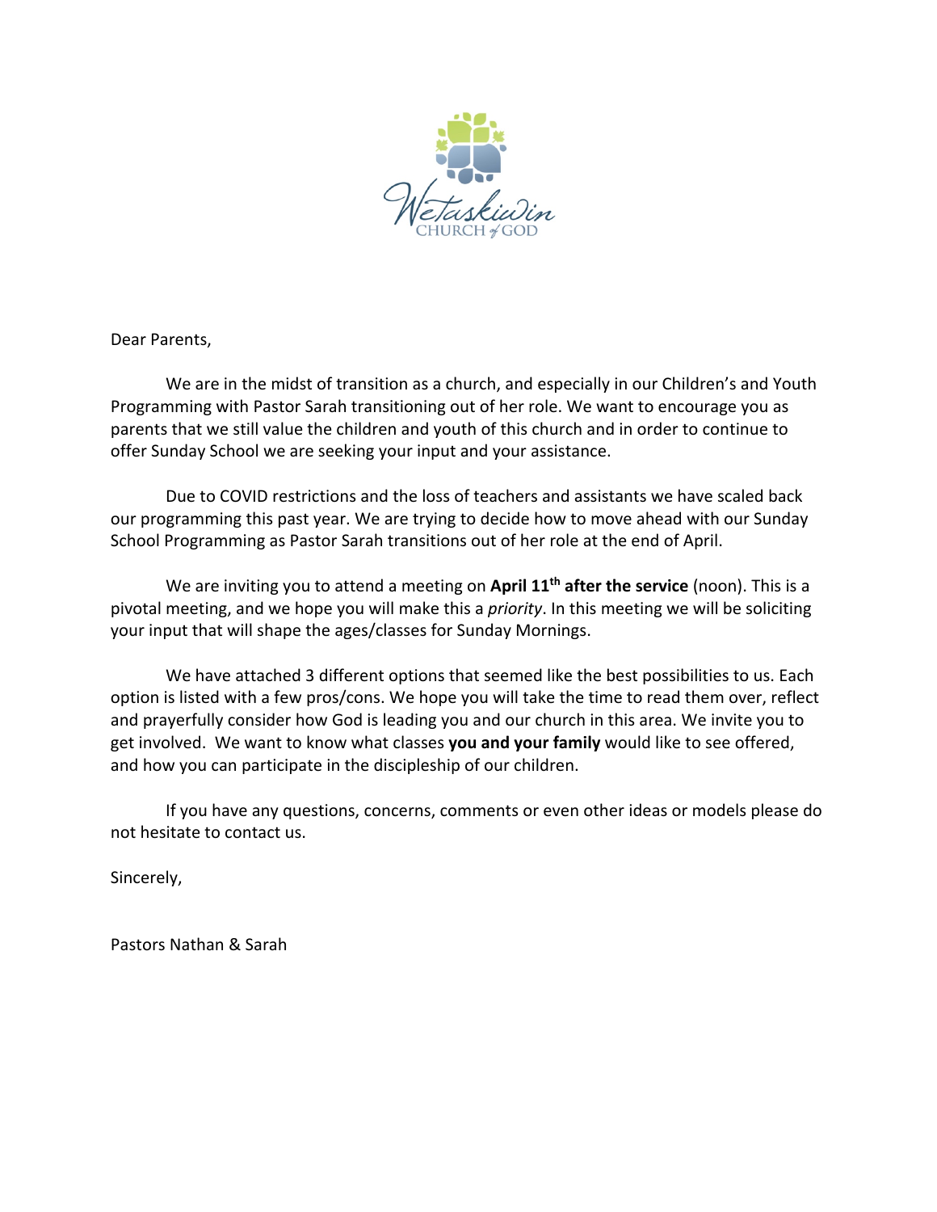Dear Parents,

We are in the midst of transition as a church, and especially in our Children's and Youth Programming with Pastor Sarah transitioning out of her role. We want to encourage you as parents that we still value the children and youth of this church and in order to continue to offer Sunday School we are seeking your input and your assistance.

Due to COVID restrictions and the loss of teachers and assistants we have scaled back our programming this past year. We are trying to decide how to move ahead with our Sunday School Programming as Pastor Sarah transitions out of her role at the end of April.

We are inviting you to attend a meeting on **April 11th after the service** (noon). This is a pivotal meeting, and we hope you will make this a *priority*. In this meeting we will be soliciting your input that will shape the ages/classes for Sunday Mornings.

We have attached 3 different options that seemed like the best possibilities to us. Each option is listed with a few pros/cons. We hope you will take the time to read them over, reflect and prayerfully consider how God is leading you and our church in this area. We invite you to get involved. We want to know what classes **you and your family** would like to see offered, and how you can participate in the discipleship of our children.

If you have any questions, concerns, comments or even other ideas or models please do not hesitate to contact us.

Sincerely,

Pastors Nathan & Sarah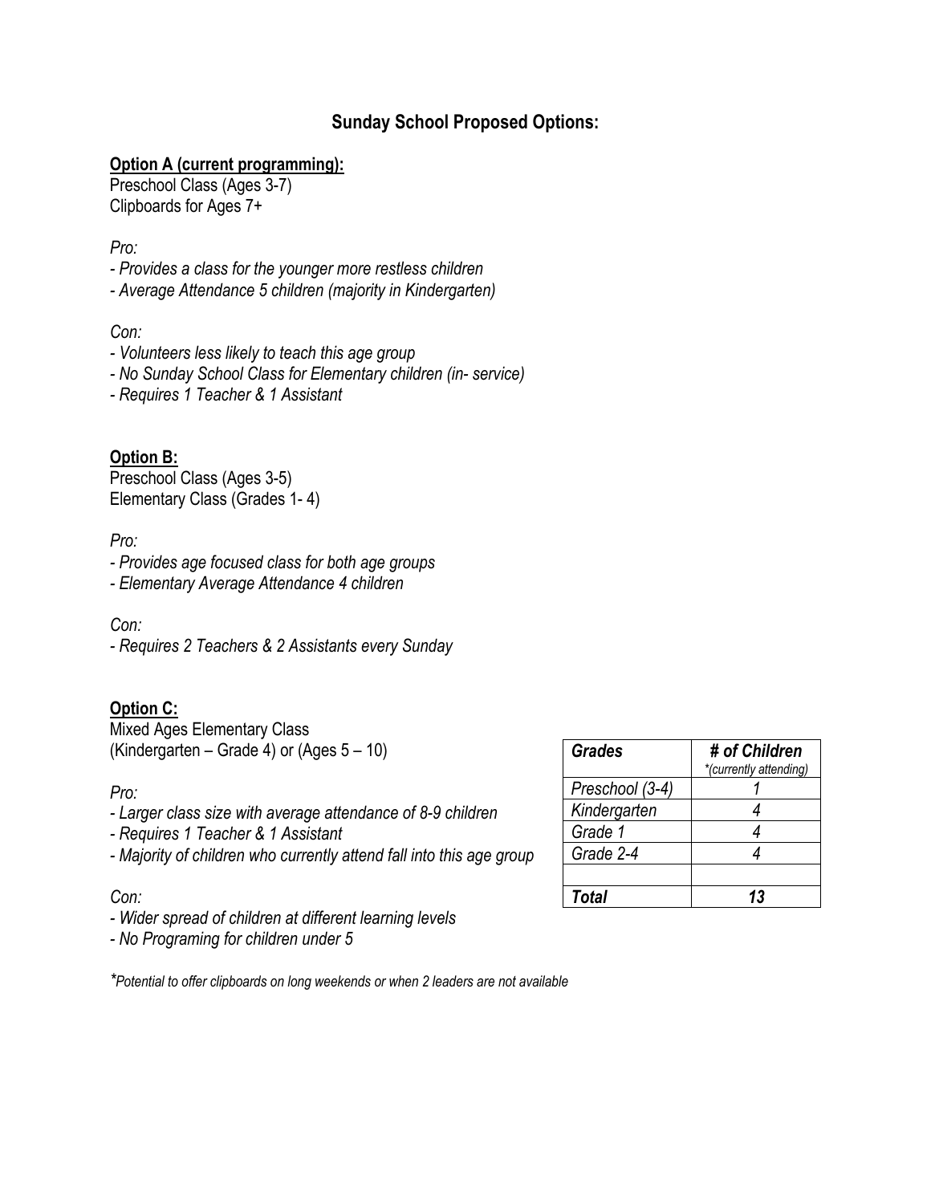## Sunday School Proposed Options:

**Option A (current programming):**

Preschool Class (Ages 3-7)
Clipboards for Ages 7+

*Pro:*

*- Provides a class for the younger more restless children*
*- Average Attendance 5 children (majority in Kindergarten)*

*Con:*

*- Volunteers less likely to teach this age group*
*- No Sunday School Class for Elementary children (in- service)*
*- Requires 1 Teacher & 1 Assistant*

**Option B:**

Preschool Class (Ages 3-5)
Elementary Class (Grades 1- 4)

*Pro:*

*- Provides age focused class for both age groups*
*- Elementary Average Attendance 4 children*

*Con:*

*- Requires 2 Teachers & 2 Assistants every Sunday*

**Option C:**

Mixed Ages Elementary Class
(Kindergarten – Grade 4) or (Ages 5 – 10)

*Pro:*

*- Larger class size with average attendance of 8-9 children*
*- Requires 1 Teacher & 1 Assistant*
*- Majority of children who currently attend fall into this age group*

*Con:*

*- Wider spread of children at different learning levels*
*- No Programing for children under 5*

| ***Grades*** | ***# of Children*** *\*(currently attending)* |
|---|---|
| *Preschool (3-4)* | *1* |
| *Kindergarten* | *4* |
| *Grade 1* | *4* |
| *Grade 2-4* | *4* |
| | |
| ***Total*** | ***13*** |

*\*Potential to offer clipboards on long weekends or when 2 leaders are not available*